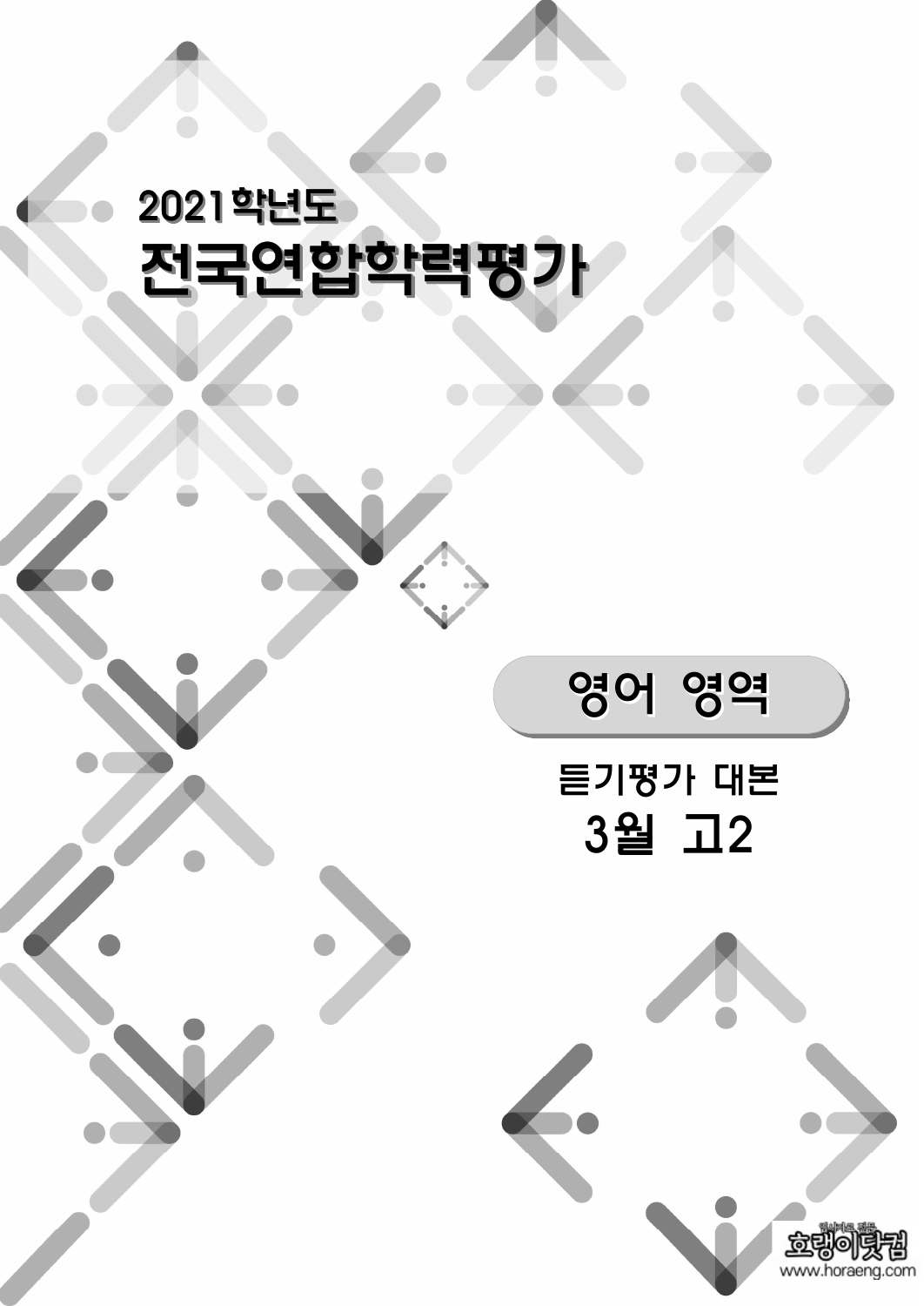2021학년도

# 전국연합학력평가

## 영어 영역

듣기평가 대본

**3월 고2**

영어듣기 전문 호랭이닷컴
www.horaeng.com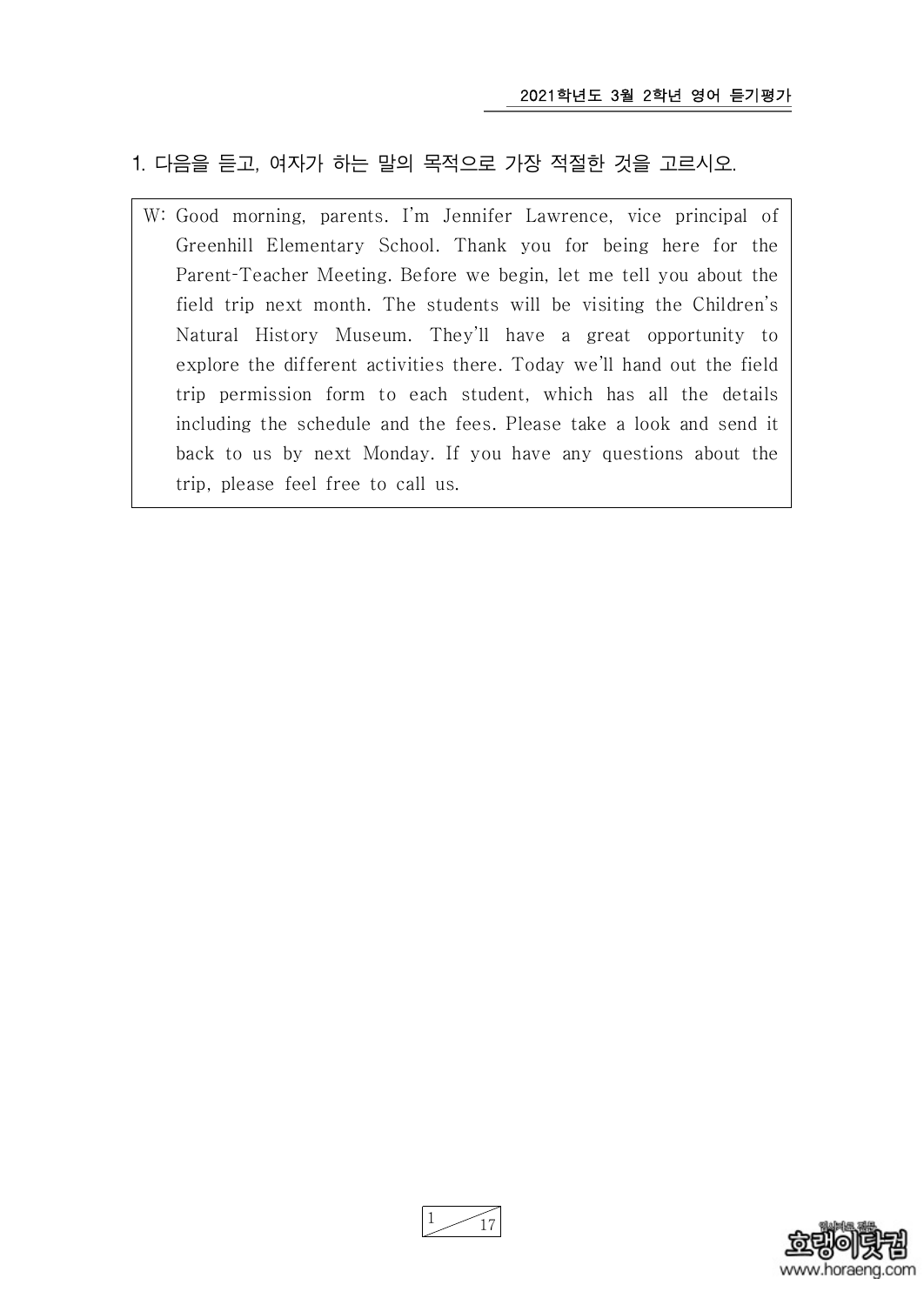1. 다음을 듣고, 여자가 하는 말의 목적으로 가장 적절한 것을 고르시오.

W: Good morning, parents. I'm Jennifer Lawrence, vice principal of Greenhill Elementary School. Thank you for being here for the Parent-Teacher Meeting. Before we begin, let me tell you about the field trip next month. The students will be visiting the Children's Natural History Museum. They'll have a great opportunity to explore the different activities there. Today we'll hand out the field trip permission form to each student, which has all the details including the schedule and the fees. Please take a look and send it back to us by next Monday. If you have any questions about the trip, please feel free to call us.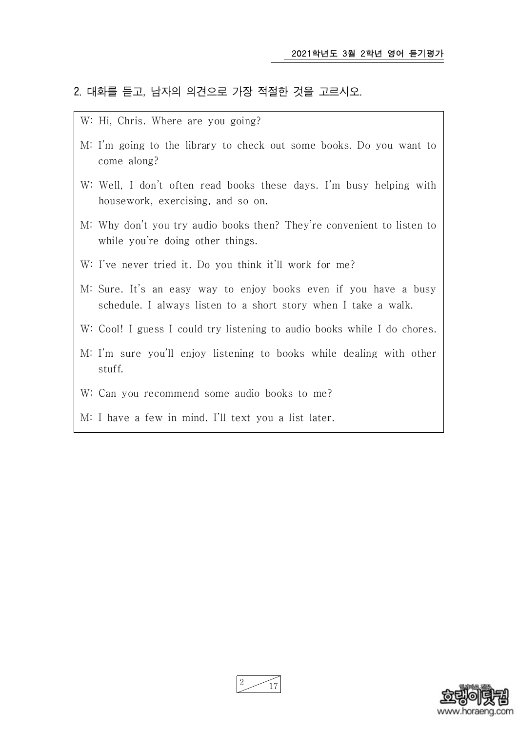2. 대화를 듣고, 남자의 의견으로 가장 적절한 것을 고르시오.

W: Hi, Chris. Where are you going?

M: I'm going to the library to check out some books. Do you want to come along?

W: Well, I don't often read books these days. I'm busy helping with housework, exercising, and so on.

M: Why don't you try audio books then? They're convenient to listen to while you're doing other things.

W: I've never tried it. Do you think it'll work for me?

M: Sure. It's an easy way to enjoy books even if you have a busy schedule. I always listen to a short story when I take a walk.

W: Cool! I guess I could try listening to audio books while I do chores.

M: I'm sure you'll enjoy listening to books while dealing with other stuff.

W: Can you recommend some audio books to me?

M: I have a few in mind. I'll text you a list later.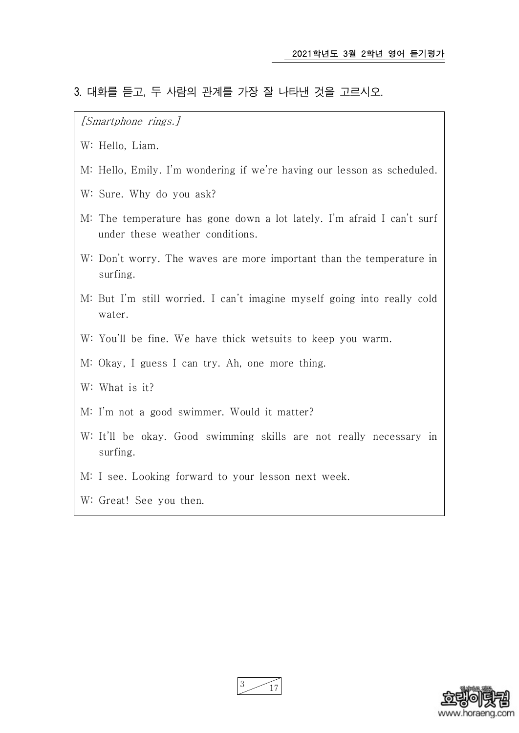3. 대화를 듣고, 두 사람의 관계를 가장 잘 나타낸 것을 고르시오.

*[Smartphone rings.]*

W: Hello, Liam.

M: Hello, Emily. I'm wondering if we're having our lesson as scheduled.

W: Sure. Why do you ask?

M: The temperature has gone down a lot lately. I'm afraid I can't surf under these weather conditions.

W: Don't worry. The waves are more important than the temperature in surfing.

M: But I'm still worried. I can't imagine myself going into really cold water.

W: You'll be fine. We have thick wetsuits to keep you warm.

M: Okay, I guess I can try. Ah, one more thing.

W: What is it?

M: I'm not a good swimmer. Would it matter?

W: It'll be okay. Good swimming skills are not really necessary in surfing.

M: I see. Looking forward to your lesson next week.

W: Great! See you then.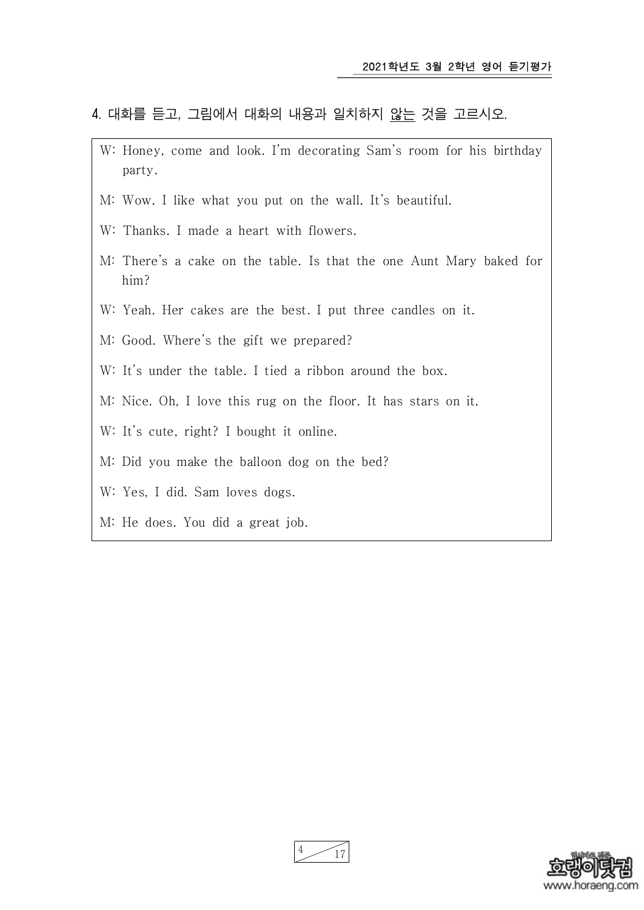4. 대화를 듣고, 그림에서 대화의 내용과 일치하지 않는 것을 고르시오.

W: Honey, come and look. I'm decorating Sam's room for his birthday party.

M: Wow. I like what you put on the wall. It's beautiful.

W: Thanks. I made a heart with flowers.

M: There's a cake on the table. Is that the one Aunt Mary baked for him?

W: Yeah. Her cakes are the best. I put three candles on it.

M: Good. Where's the gift we prepared?

W: It's under the table. I tied a ribbon around the box.

M: Nice. Oh, I love this rug on the floor. It has stars on it.

W: It's cute, right? I bought it online.

M: Did you make the balloon dog on the bed?

W: Yes, I did. Sam loves dogs.

M: He does. You did a great job.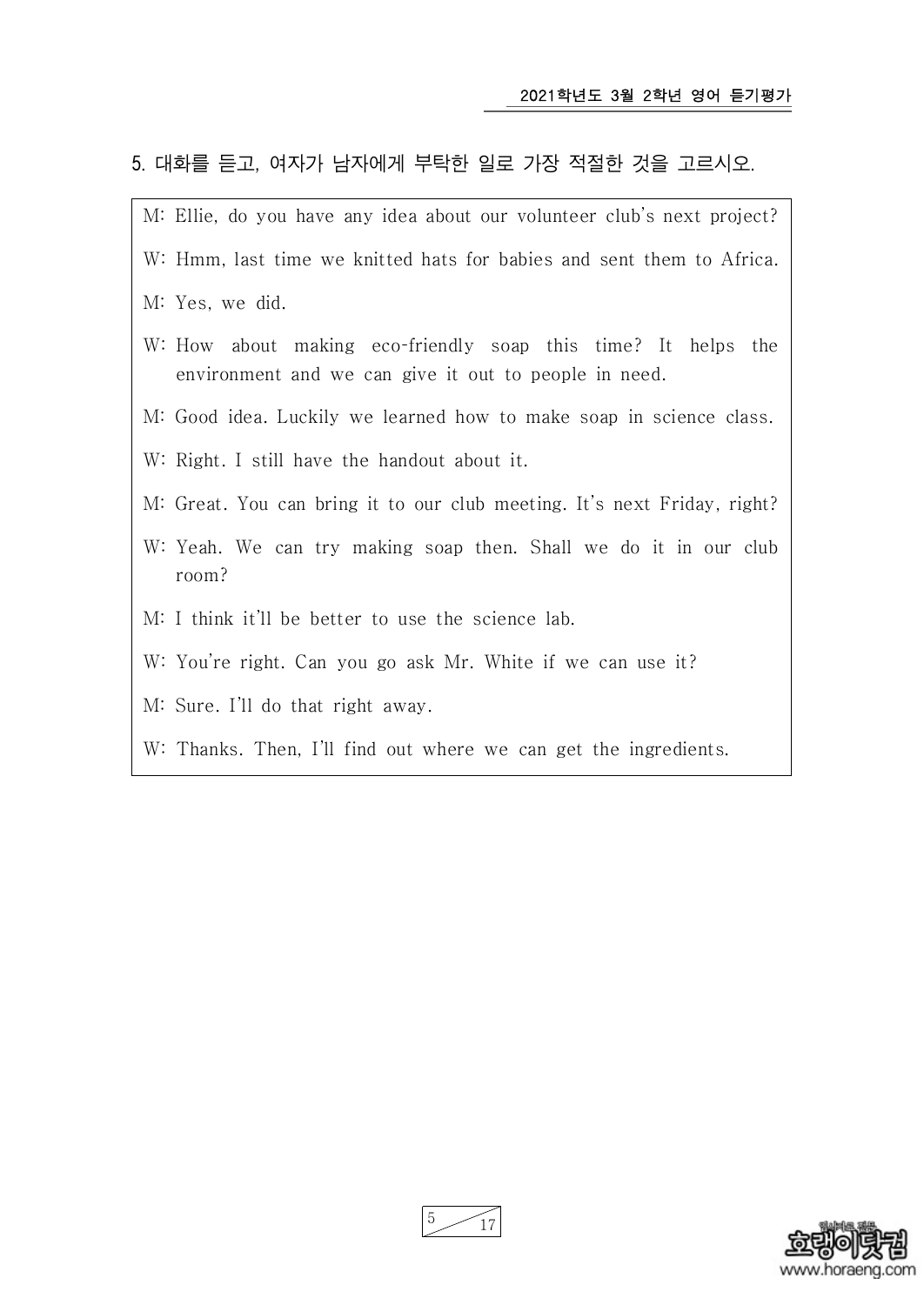5. 대화를 듣고, 여자가 남자에게 부탁한 일로 가장 적절한 것을 고르시오.

M: Ellie, do you have any idea about our volunteer club's next project?

W: Hmm, last time we knitted hats for babies and sent them to Africa.

M: Yes, we did.

W: How about making eco-friendly soap this time? It helps the environment and we can give it out to people in need.

M: Good idea. Luckily we learned how to make soap in science class.

W: Right. I still have the handout about it.

M: Great. You can bring it to our club meeting. It's next Friday, right?

W: Yeah. We can try making soap then. Shall we do it in our club room?

M: I think it'll be better to use the science lab.

W: You're right. Can you go ask Mr. White if we can use it?

M: Sure. I'll do that right away.

W: Thanks. Then, I'll find out where we can get the ingredients.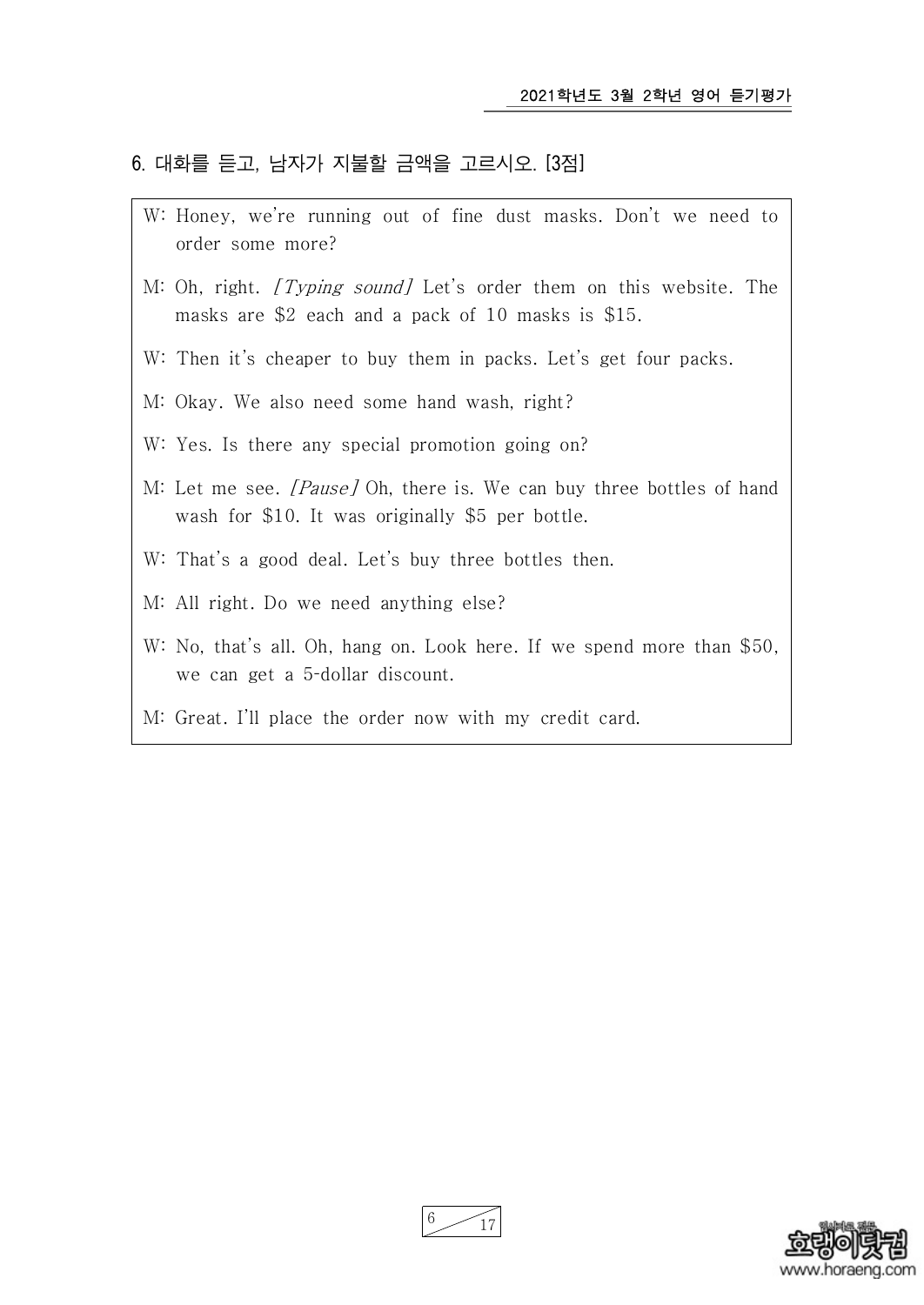6. 대화를 듣고, 남자가 지불할 금액을 고르시오. [3점]

W: Honey, we're running out of fine dust masks. Don't we need to order some more?

M: Oh, right. *[Typing sound]* Let's order them on this website. The masks are $2 each and a pack of 10 masks is $15.

W: Then it's cheaper to buy them in packs. Let's get four packs.

M: Okay. We also need some hand wash, right?

W: Yes. Is there any special promotion going on?

M: Let me see. *[Pause]* Oh, there is. We can buy three bottles of hand wash for $10. It was originally $5 per bottle.

W: That's a good deal. Let's buy three bottles then.

M: All right. Do we need anything else?

W: No, that's all. Oh, hang on. Look here. If we spend more than $50, we can get a 5-dollar discount.

M: Great. I'll place the order now with my credit card.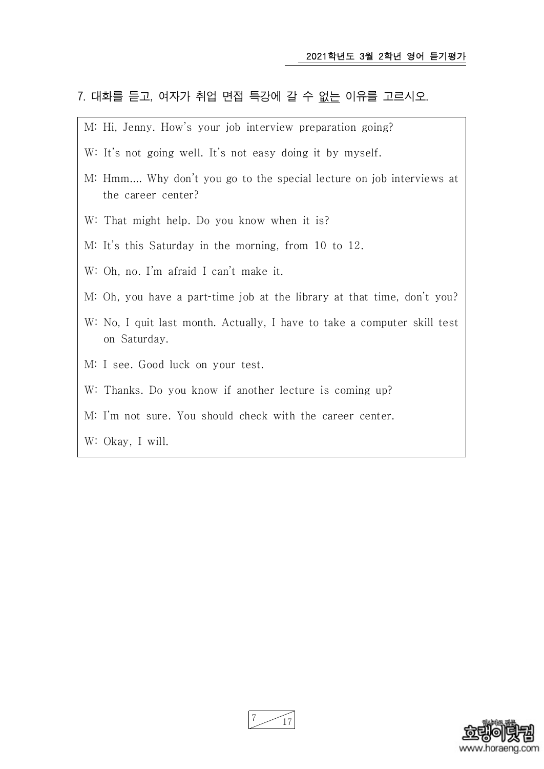7. 대화를 듣고, 여자가 취업 면접 특강에 갈 수 <u>없는</u> 이유를 고르시오.

M: Hi, Jenny. How's your job interview preparation going?

W: It's not going well. It's not easy doing it by myself.

M: Hmm.... Why don't you go to the special lecture on job interviews at the career center?

W: That might help. Do you know when it is?

M: It's this Saturday in the morning, from 10 to 12.

W: Oh, no. I'm afraid I can't make it.

M: Oh, you have a part-time job at the library at that time, don't you?

W: No, I quit last month. Actually, I have to take a computer skill test on Saturday.

M: I see. Good luck on your test.

W: Thanks. Do you know if another lecture is coming up?

M: I'm not sure. You should check with the career center.

W: Okay, I will.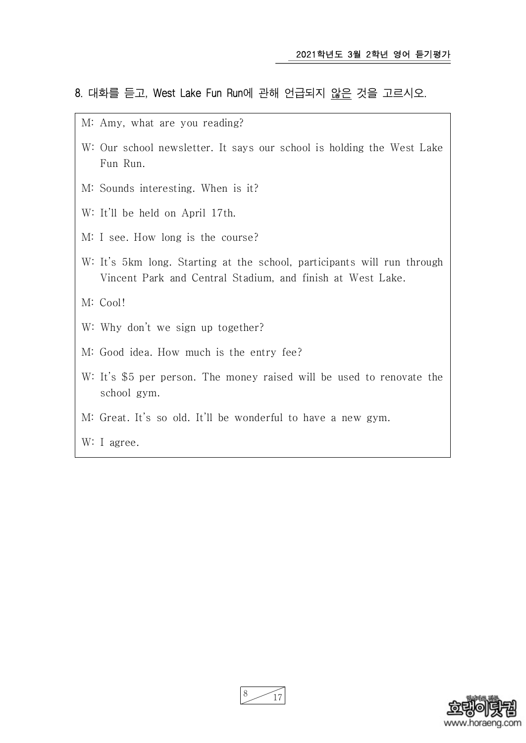8. 대화를 듣고, West Lake Fun Run에 관해 언급되지 않은 것을 고르시오.

M: Amy, what are you reading?

W: Our school newsletter. It says our school is holding the West Lake Fun Run.

M: Sounds interesting. When is it?

W: It'll be held on April 17th.

M: I see. How long is the course?

W: It's 5km long. Starting at the school, participants will run through Vincent Park and Central Stadium, and finish at West Lake.

M: Cool!

W: Why don't we sign up together?

M: Good idea. How much is the entry fee?

W: It's $5 per person. The money raised will be used to renovate the school gym.

M: Great. It's so old. It'll be wonderful to have a new gym.

W: I agree.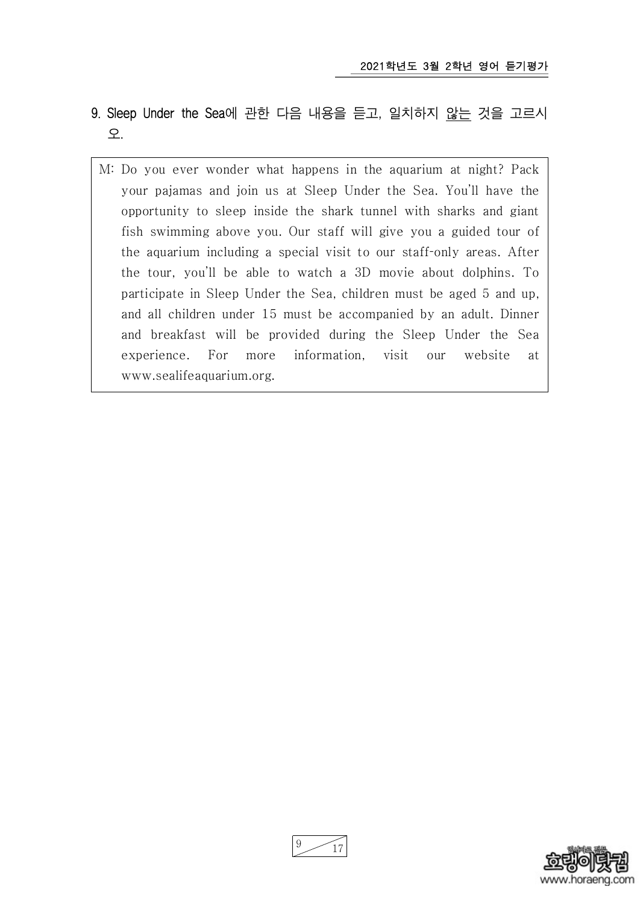9. Sleep Under the Sea에 관한 다음 내용을 듣고, 일치하지 않는 것을 고르시오.

> M: Do you ever wonder what happens in the aquarium at night? Pack your pajamas and join us at Sleep Under the Sea. You'll have the opportunity to sleep inside the shark tunnel with sharks and giant fish swimming above you. Our staff will give you a guided tour of the aquarium including a special visit to our staff-only areas. After the tour, you'll be able to watch a 3D movie about dolphins. To participate in Sleep Under the Sea, children must be aged 5 and up, and all children under 15 must be accompanied by an adult. Dinner and breakfast will be provided during the Sleep Under the Sea experience. For more information, visit our website at www.sealifeaquarium.org.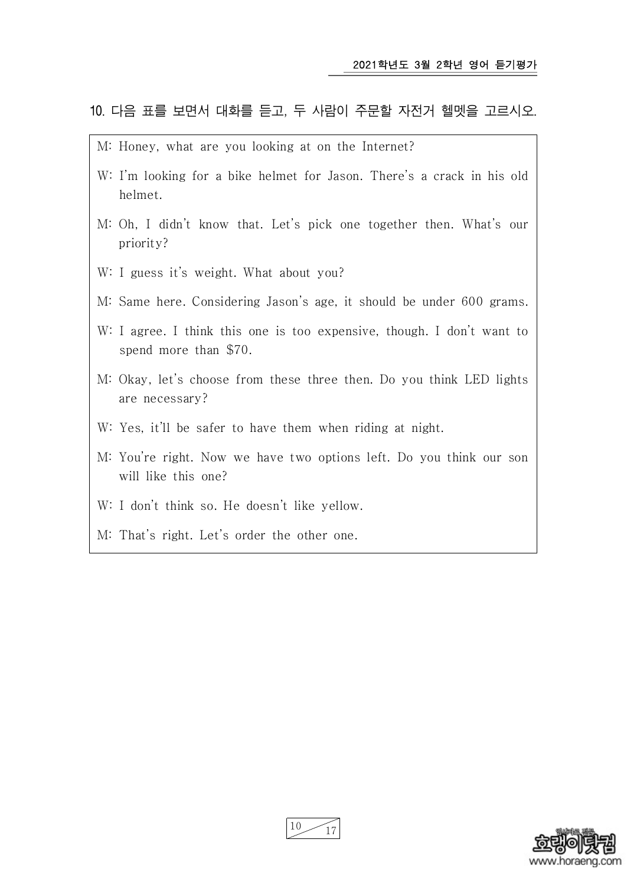10. 다음 표를 보면서 대화를 듣고, 두 사람이 주문할 자전거 헬멧을 고르시오.

M: Honey, what are you looking at on the Internet?

W: I'm looking for a bike helmet for Jason. There's a crack in his old helmet.

M: Oh, I didn't know that. Let's pick one together then. What's our priority?

W: I guess it's weight. What about you?

M: Same here. Considering Jason's age, it should be under 600 grams.

W: I agree. I think this one is too expensive, though. I don't want to spend more than $70.

M: Okay, let's choose from these three then. Do you think LED lights are necessary?

W: Yes, it'll be safer to have them when riding at night.

M: You're right. Now we have two options left. Do you think our son will like this one?

W: I don't think so. He doesn't like yellow.

M: That's right. Let's order the other one.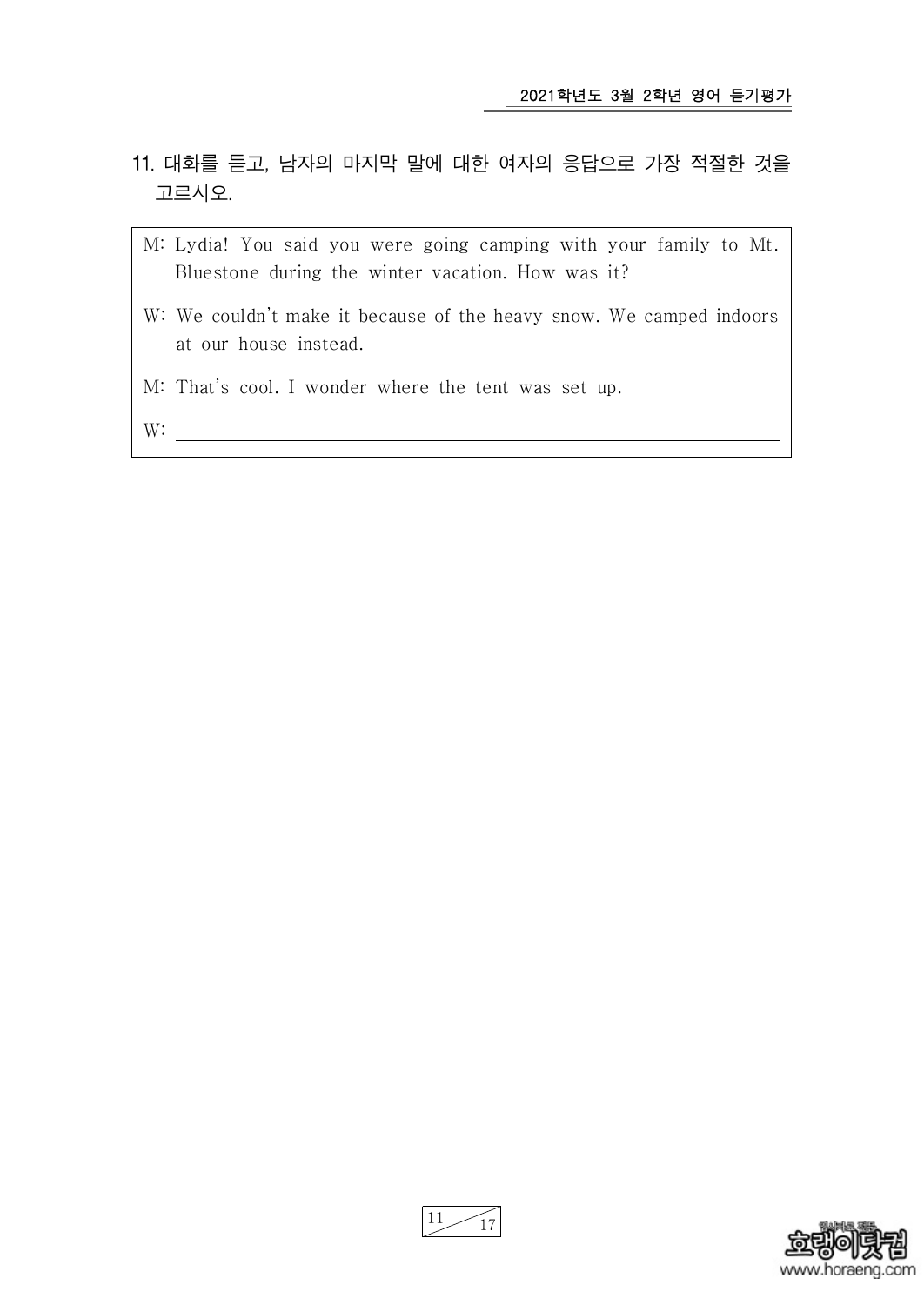11. 대화를 듣고, 남자의 마지막 말에 대한 여자의 응답으로 가장 적절한 것을 고르시오.

M: Lydia! You said you were going camping with your family to Mt. Bluestone during the winter vacation. How was it?

W: We couldn't make it because of the heavy snow. We camped indoors at our house instead.

M: That's cool. I wonder where the tent was set up.

W: ________________________________________________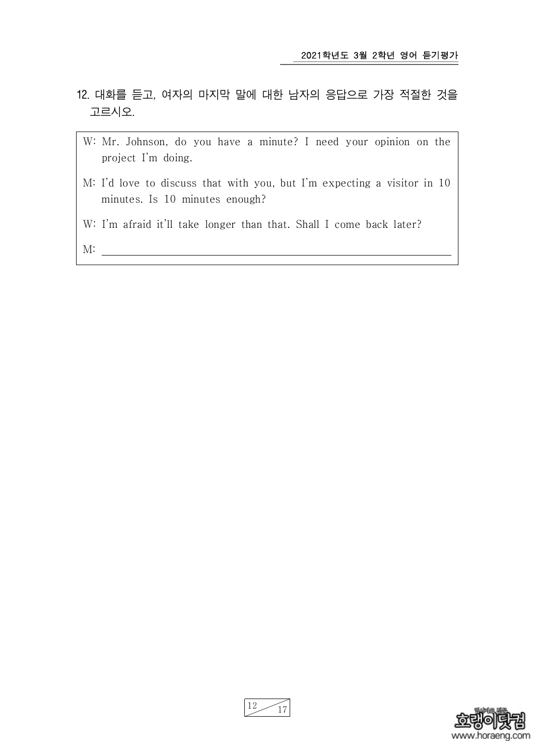12. 대화를 듣고, 여자의 마지막 말에 대한 남자의 응답으로 가장 적절한 것을 고르시오.

W: Mr. Johnson, do you have a minute? I need your opinion on the project I'm doing.

M: I'd love to discuss that with you, but I'm expecting a visitor in 10 minutes. Is 10 minutes enough?

W: I'm afraid it'll take longer than that. Shall I come back later?

M: ____________________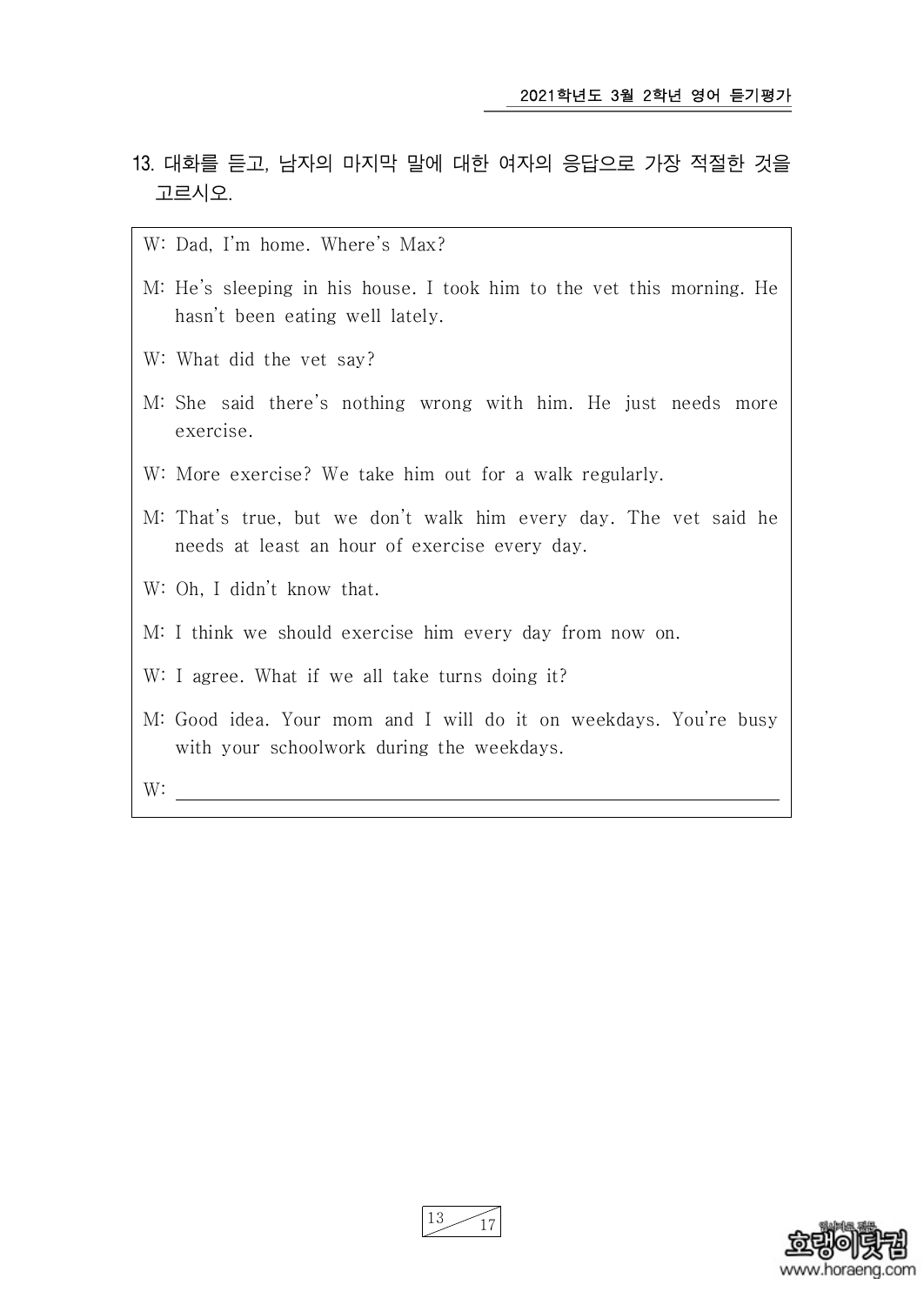13. 대화를 듣고, 남자의 마지막 말에 대한 여자의 응답으로 가장 적절한 것을 고르시오.

W: Dad, I'm home. Where's Max?

M: He's sleeping in his house. I took him to the vet this morning. He hasn't been eating well lately.

W: What did the vet say?

M: She said there's nothing wrong with him. He just needs more exercise.

W: More exercise? We take him out for a walk regularly.

M: That's true, but we don't walk him every day. The vet said he needs at least an hour of exercise every day.

W: Oh, I didn't know that.

M: I think we should exercise him every day from now on.

W: I agree. What if we all take turns doing it?

M: Good idea. Your mom and I will do it on weekdays. You're busy with your schoolwork during the weekdays.

W: ____________________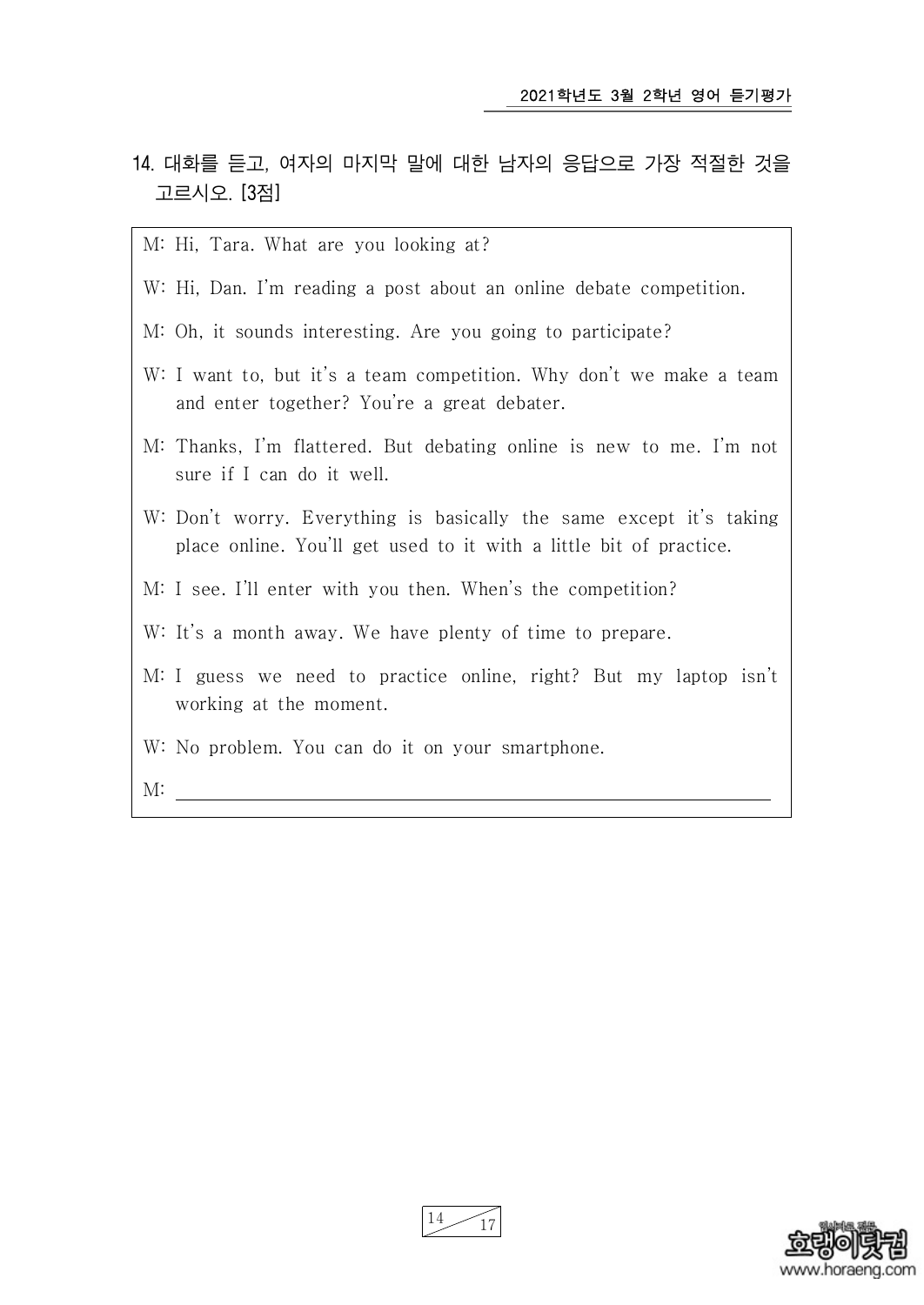14. 대화를 듣고, 여자의 마지막 말에 대한 남자의 응답으로 가장 적절한 것을 고르시오. [3점]

M: Hi, Tara. What are you looking at?

W: Hi, Dan. I'm reading a post about an online debate competition.

M: Oh, it sounds interesting. Are you going to participate?

W: I want to, but it's a team competition. Why don't we make a team and enter together? You're a great debater.

M: Thanks, I'm flattered. But debating online is new to me. I'm not sure if I can do it well.

W: Don't worry. Everything is basically the same except it's taking place online. You'll get used to it with a little bit of practice.

M: I see. I'll enter with you then. When's the competition?

W: It's a month away. We have plenty of time to prepare.

M: I guess we need to practice online, right? But my laptop isn't working at the moment.

W: No problem. You can do it on your smartphone.

M: ______________________________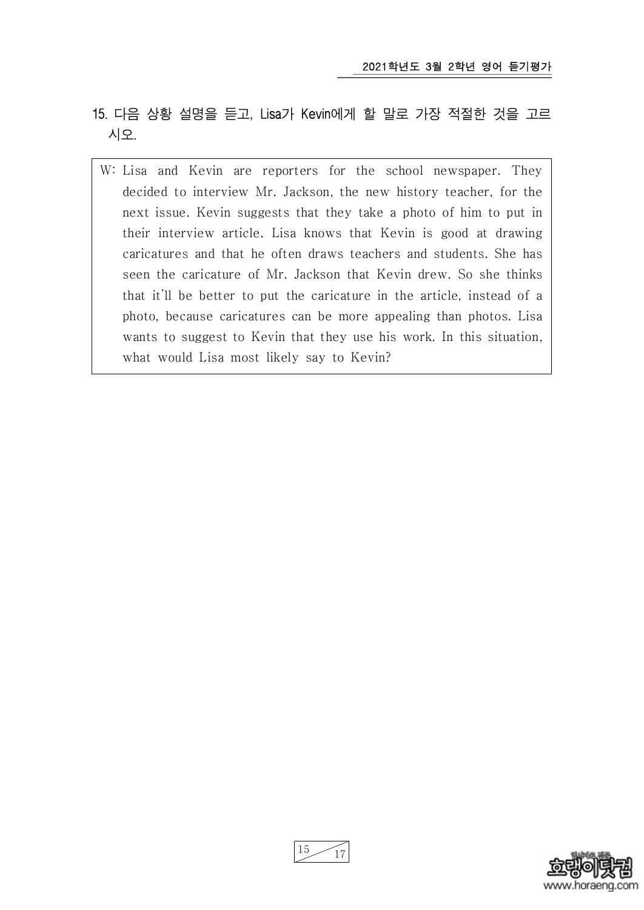15. 다음 상황 설명을 듣고, Lisa가 Kevin에게 할 말로 가장 적절한 것을 고르시오.

W: Lisa and Kevin are reporters for the school newspaper. They decided to interview Mr. Jackson, the new history teacher, for the next issue. Kevin suggests that they take a photo of him to put in their interview article. Lisa knows that Kevin is good at drawing caricatures and that he often draws teachers and students. She has seen the caricature of Mr. Jackson that Kevin drew. So she thinks that it'll be better to put the caricature in the article, instead of a photo, because caricatures can be more appealing than photos. Lisa wants to suggest to Kevin that they use his work. In this situation, what would Lisa most likely say to Kevin?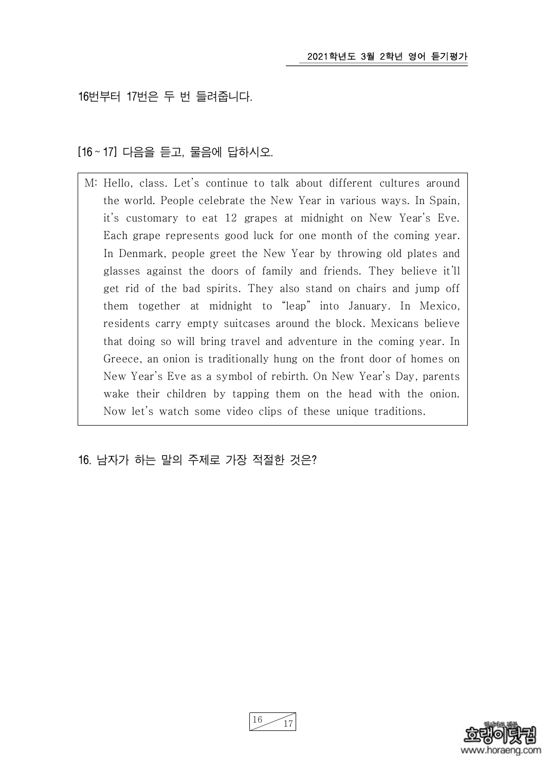16번부터 17번은 두 번 들려줍니다.

[16 ~ 17] 다음을 듣고, 물음에 답하시오.

> M: Hello, class. Let's continue to talk about different cultures around the world. People celebrate the New Year in various ways. In Spain, it's customary to eat 12 grapes at midnight on New Year's Eve. Each grape represents good luck for one month of the coming year. In Denmark, people greet the New Year by throwing old plates and glasses against the doors of family and friends. They believe it'll get rid of the bad spirits. They also stand on chairs and jump off them together at midnight to "leap" into January. In Mexico, residents carry empty suitcases around the block. Mexicans believe that doing so will bring travel and adventure in the coming year. In Greece, an onion is traditionally hung on the front door of homes on New Year's Eve as a symbol of rebirth. On New Year's Day, parents wake their children by tapping them on the head with the onion. Now let's watch some video clips of these unique traditions.

16. 남자가 하는 말의 주제로 가장 적절한 것은?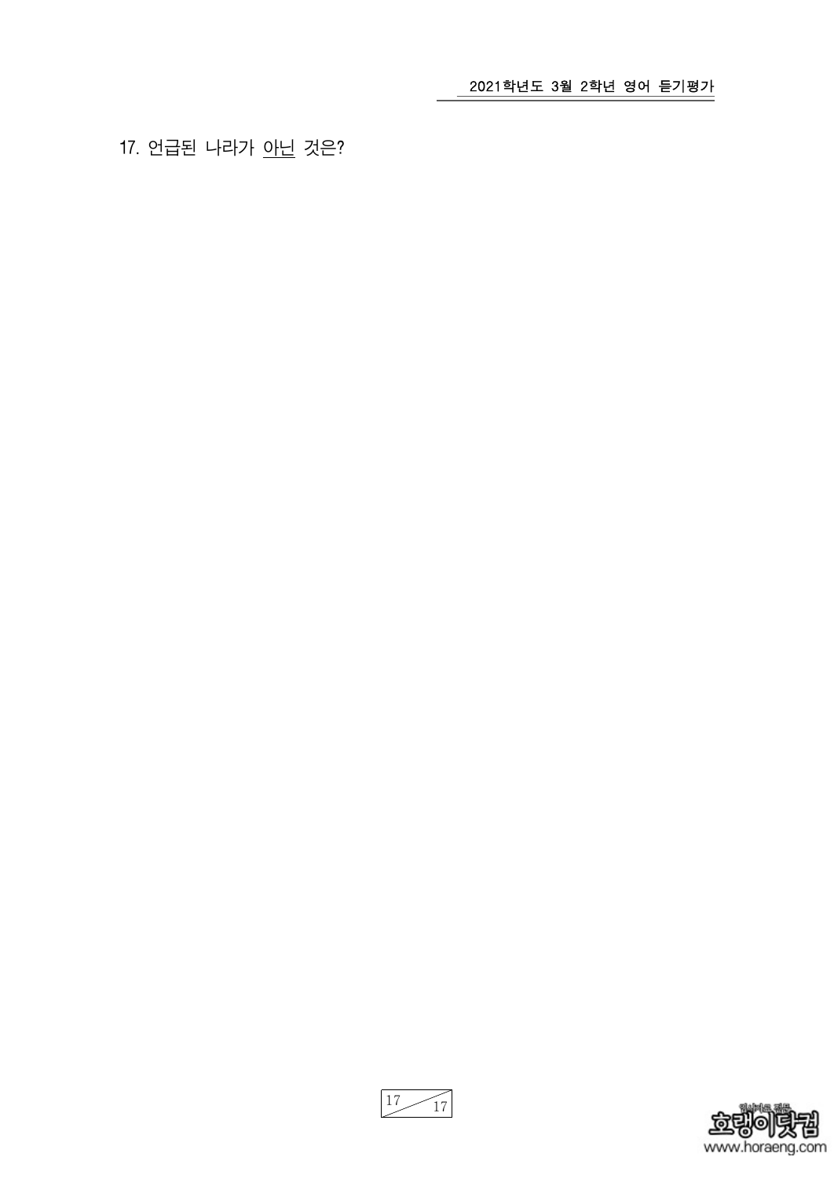17. 언급된 나라가 <u>아닌</u> 것은?